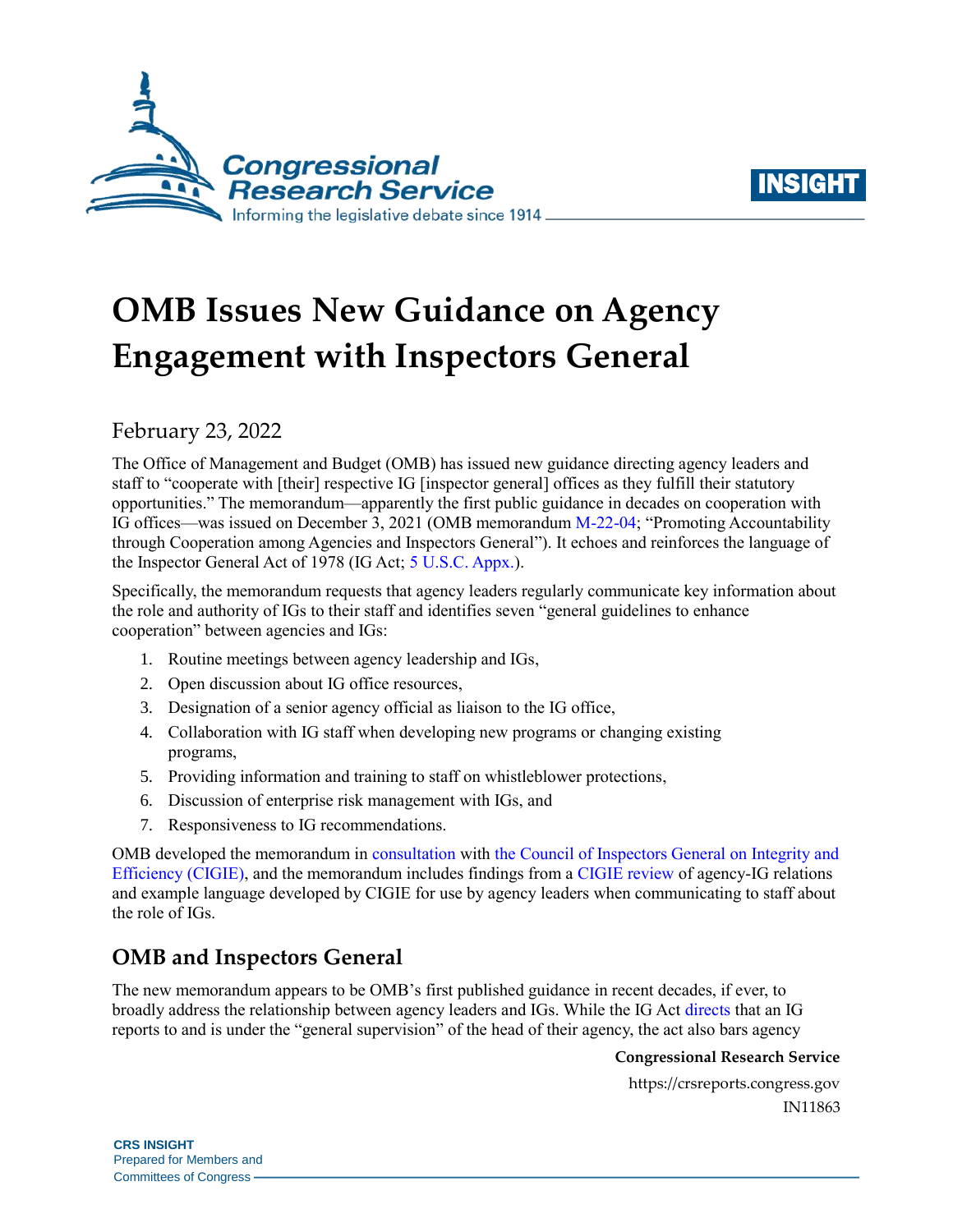# OMB Issues New Guidance on Agency Engagement with Inspectors General

February 23, 2022

The Office of Management and Budget (OMB) has issued new guidance directing agency leaders and staff to "cooperate with [their] respective IG [inspector general] offices as they fulfill their statutory opportunities." The memorandum—apparently the first public guidance in decades on cooperation with IG offices—was issued on December 3, 2021 (OMB memorandum M-22-04; "Promoting Accountability through Cooperation among Agencies and Inspectors General"). It echoes and reinforces the language of the Inspector General Act of 1978 (IG Act; 5 U.S.C. Appx.).

Specifically, the memorandum requests that agency leaders regularly communicate key information about the role and authority of IGs to their staff and identifies seven "general guidelines to enhance cooperation" between agencies and IGs:

1. Routine meetings between agency leadership and IGs,
2. Open discussion about IG office resources,
3. Designation of a senior agency official as liaison to the IG office,
4. Collaboration with IG staff when developing new programs or changing existing programs,
5. Providing information and training to staff on whistleblower protections,
6. Discussion of enterprise risk management with IGs, and
7. Responsiveness to IG recommendations.

OMB developed the memorandum in consultation with the Council of Inspectors General on Integrity and Efficiency (CIGIE), and the memorandum includes findings from a CIGIE review of agency-IG relations and example language developed by CIGIE for use by agency leaders when communicating to staff about the role of IGs.

## OMB and Inspectors General

The new memorandum appears to be OMB's first published guidance in recent decades, if ever, to broadly address the relationship between agency leaders and IGs. While the IG Act directs that an IG reports to and is under the "general supervision" of the head of their agency, the act also bars agency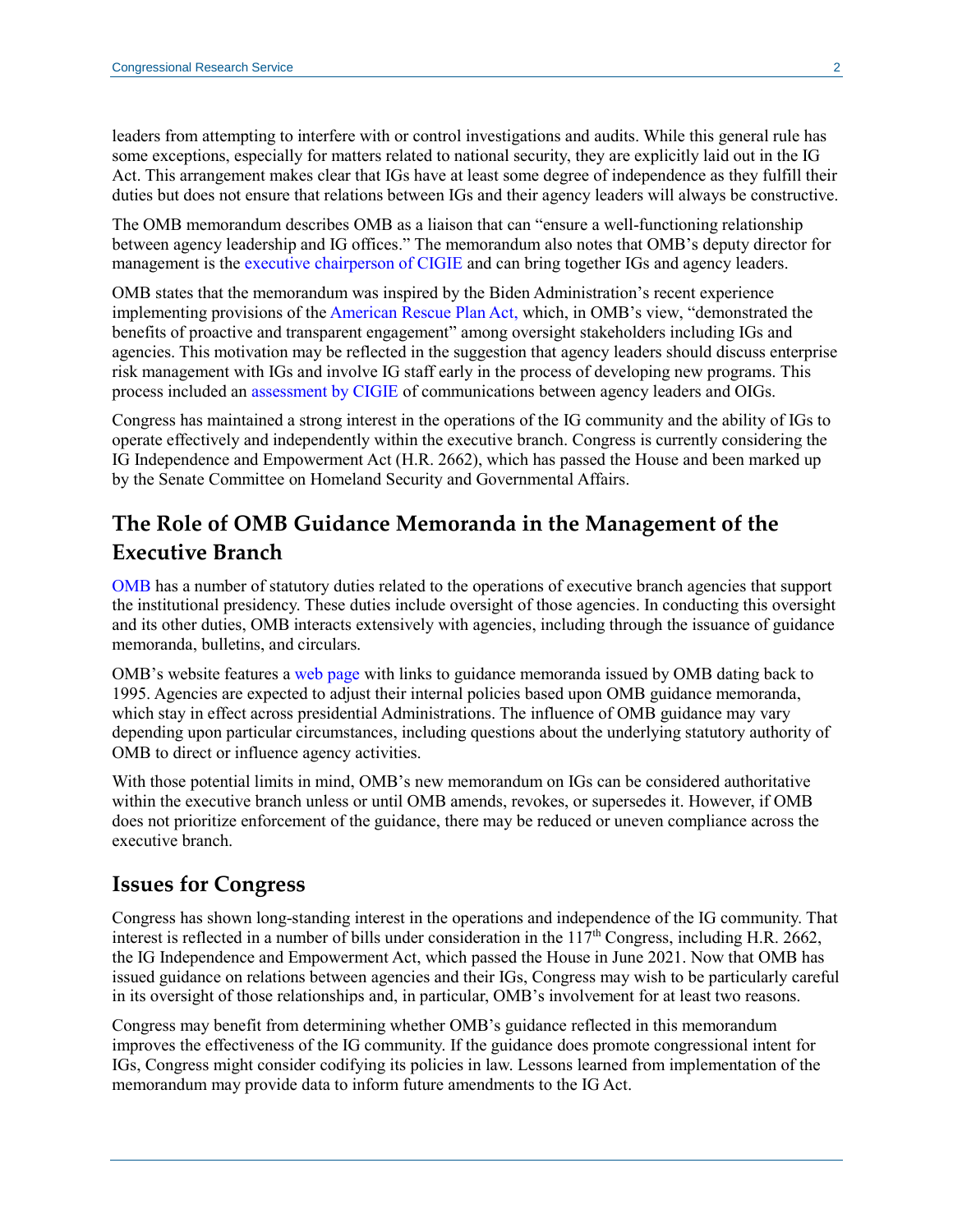leaders from attempting to interfere with or control investigations and audits. While this general rule has some exceptions, especially for matters related to national security, they are explicitly laid out in the IG Act. This arrangement makes clear that IGs have at least some degree of independence as they fulfill their duties but does not ensure that relations between IGs and their agency leaders will always be constructive.

The OMB memorandum describes OMB as a liaison that can "ensure a well-functioning relationship between agency leadership and IG offices." The memorandum also notes that OMB's deputy director for management is the executive chairperson of CIGIE and can bring together IGs and agency leaders.

OMB states that the memorandum was inspired by the Biden Administration's recent experience implementing provisions of the American Rescue Plan Act, which, in OMB's view, "demonstrated the benefits of proactive and transparent engagement" among oversight stakeholders including IGs and agencies. This motivation may be reflected in the suggestion that agency leaders should discuss enterprise risk management with IGs and involve IG staff early in the process of developing new programs. This process included an assessment by CIGIE of communications between agency leaders and OIGs.

Congress has maintained a strong interest in the operations of the IG community and the ability of IGs to operate effectively and independently within the executive branch. Congress is currently considering the IG Independence and Empowerment Act (H.R. 2662), which has passed the House and been marked up by the Senate Committee on Homeland Security and Governmental Affairs.

## The Role of OMB Guidance Memoranda in the Management of the Executive Branch

OMB has a number of statutory duties related to the operations of executive branch agencies that support the institutional presidency. These duties include oversight of those agencies. In conducting this oversight and its other duties, OMB interacts extensively with agencies, including through the issuance of guidance memoranda, bulletins, and circulars.

OMB's website features a web page with links to guidance memoranda issued by OMB dating back to 1995. Agencies are expected to adjust their internal policies based upon OMB guidance memoranda, which stay in effect across presidential Administrations. The influence of OMB guidance may vary depending upon particular circumstances, including questions about the underlying statutory authority of OMB to direct or influence agency activities.

With those potential limits in mind, OMB's new memorandum on IGs can be considered authoritative within the executive branch unless or until OMB amends, revokes, or supersedes it. However, if OMB does not prioritize enforcement of the guidance, there may be reduced or uneven compliance across the executive branch.

## Issues for Congress

Congress has shown long-standing interest in the operations and independence of the IG community. That interest is reflected in a number of bills under consideration in the 117th Congress, including H.R. 2662, the IG Independence and Empowerment Act, which passed the House in June 2021. Now that OMB has issued guidance on relations between agencies and their IGs, Congress may wish to be particularly careful in its oversight of those relationships and, in particular, OMB's involvement for at least two reasons.

Congress may benefit from determining whether OMB's guidance reflected in this memorandum improves the effectiveness of the IG community. If the guidance does promote congressional intent for IGs, Congress might consider codifying its policies in law. Lessons learned from implementation of the memorandum may provide data to inform future amendments to the IG Act.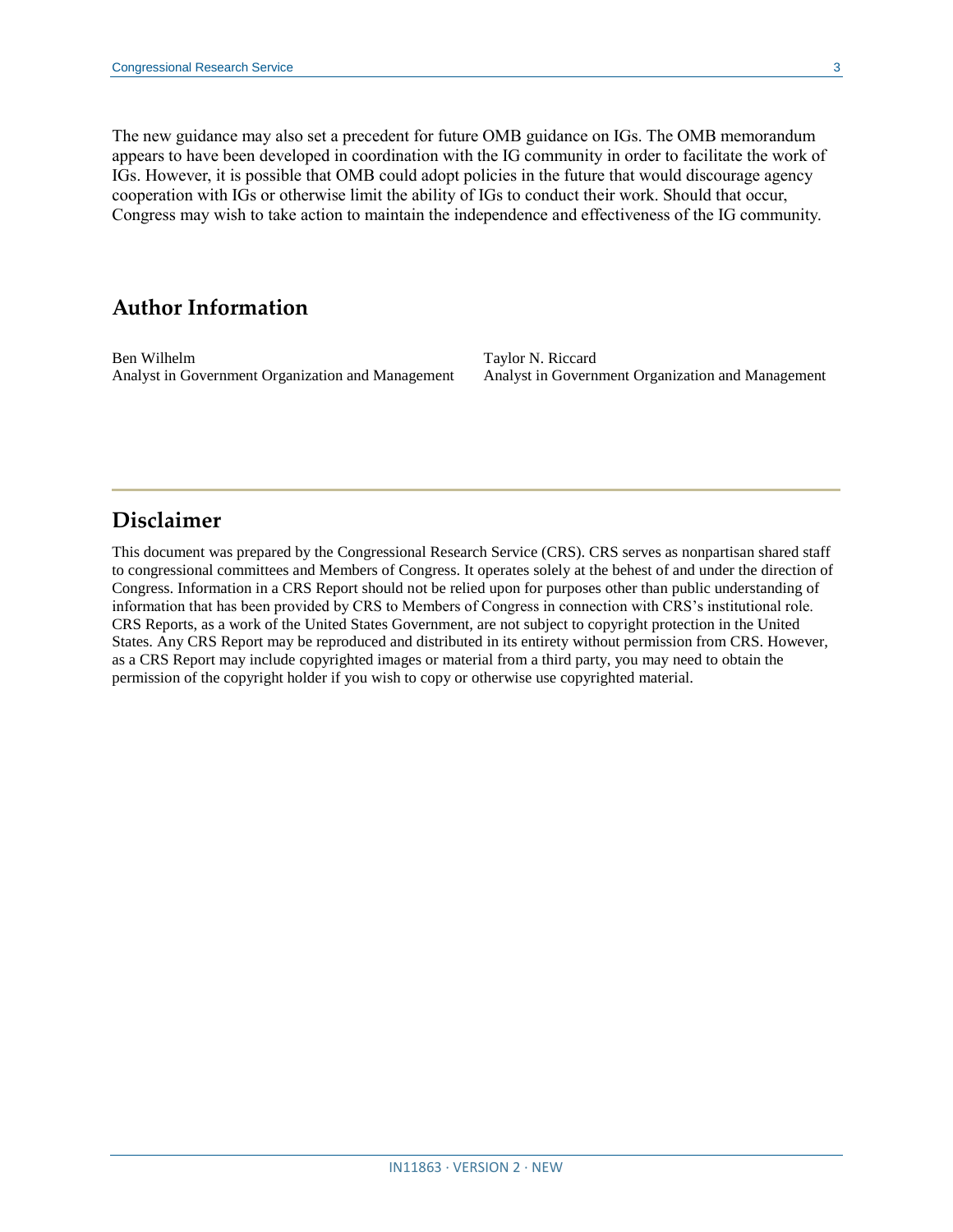The new guidance may also set a precedent for future OMB guidance on IGs. The OMB memorandum appears to have been developed in coordination with the IG community in order to facilitate the work of IGs. However, it is possible that OMB could adopt policies in the future that would discourage agency cooperation with IGs or otherwise limit the ability of IGs to conduct their work. Should that occur, Congress may wish to take action to maintain the independence and effectiveness of the IG community.

## Author Information

Ben Wilhelm
Analyst in Government Organization and Management

Taylor N. Riccard
Analyst in Government Organization and Management

## Disclaimer

This document was prepared by the Congressional Research Service (CRS). CRS serves as nonpartisan shared staff to congressional committees and Members of Congress. It operates solely at the behest of and under the direction of Congress. Information in a CRS Report should not be relied upon for purposes other than public understanding of information that has been provided by CRS to Members of Congress in connection with CRS's institutional role. CRS Reports, as a work of the United States Government, are not subject to copyright protection in the United States. Any CRS Report may be reproduced and distributed in its entirety without permission from CRS. However, as a CRS Report may include copyrighted images or material from a third party, you may need to obtain the permission of the copyright holder if you wish to copy or otherwise use copyrighted material.

IN11863 · VERSION 2 · NEW